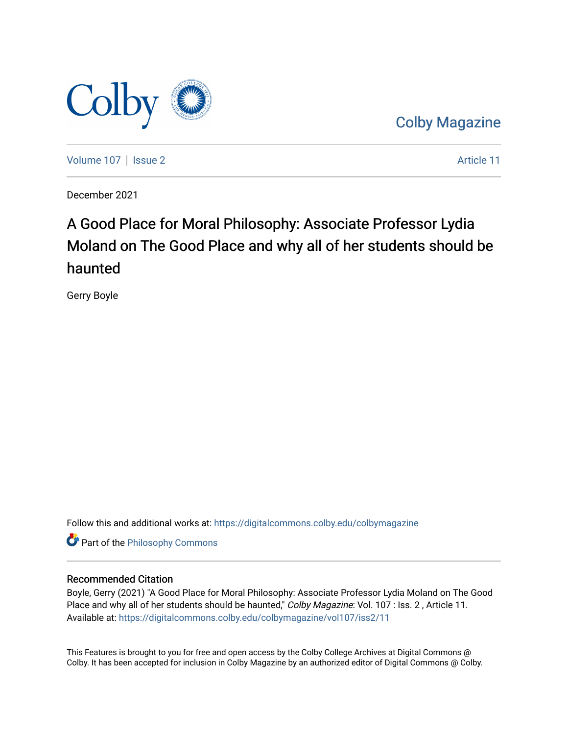Colby Magazine

Volume 107 | Issue 2 | Article 11

December 2021

# A Good Place for Moral Philosophy: Associate Professor Lydia Moland on The Good Place and why all of her students should be haunted

Gerry Boyle

Follow this and additional works at: https://digitalcommons.colby.edu/colbymagazine

Part of the Philosophy Commons

## Recommended Citation

Boyle, Gerry (2021) "A Good Place for Moral Philosophy: Associate Professor Lydia Moland on The Good Place and why all of her students should be haunted," *Colby Magazine*: Vol. 107 : Iss. 2 , Article 11.
Available at: https://digitalcommons.colby.edu/colbymagazine/vol107/iss2/11

This Features is brought to you for free and open access by the Colby College Archives at Digital Commons @ Colby. It has been accepted for inclusion in Colby Magazine by an authorized editor of Digital Commons @ Colby.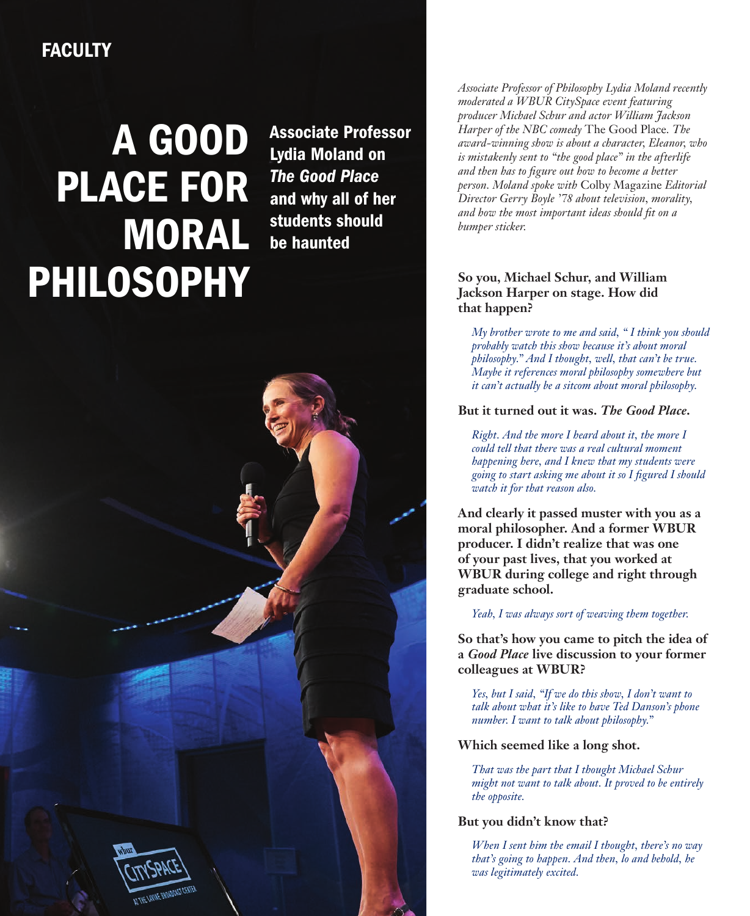FACULTY

# A GOOD PLACE FOR MORAL PHILOSOPHY

## Associate Professor Lydia Moland on *The Good Place* and why all of her students should be haunted

*Associate Professor of Philosophy Lydia Moland recently moderated a WBUR CitySpace event featuring producer Michael Schur and actor William Jackson Harper of the NBC comedy* The Good Place. *The award-winning show is about a character, Eleanor, who is mistakenly sent to "the good place" in the afterlife and then has to figure out how to become a better person. Moland spoke with* Colby Magazine *Editorial Director Gerry Boyle '78 about television, morality, and how the most important ideas should fit on a bumper sticker.*

**So you, Michael Schur, and William Jackson Harper on stage. How did that happen?**

*My brother wrote to me and said, " I think you should probably watch this show because it's about moral philosophy." And I thought, well, that can't be true. Maybe it references moral philosophy somewhere but it can't actually be a sitcom about moral philosophy.*

**But it turned out it was. *The Good Place*.**

*Right. And the more I heard about it, the more I could tell that there was a real cultural moment happening here, and I knew that my students were going to start asking me about it so I figured I should watch it for that reason also.*

**And clearly it passed muster with you as a moral philosopher. And a former WBUR producer. I didn't realize that was one of your past lives, that you worked at WBUR during college and right through graduate school.**

*Yeah, I was always sort of weaving them together.*

**So that's how you came to pitch the idea of a *Good Place* live discussion to your former colleagues at WBUR?**

*Yes, but I said, "If we do this show, I don't want to talk about what it's like to have Ted Danson's phone number. I want to talk about philosophy."*

**Which seemed like a long shot.**

*That was the part that I thought Michael Schur might not want to talk about. It proved to be entirely the opposite.*

**But you didn't know that?**

*When I sent him the email I thought, there's no way that's going to happen. And then, lo and behold, he was legitimately excited.*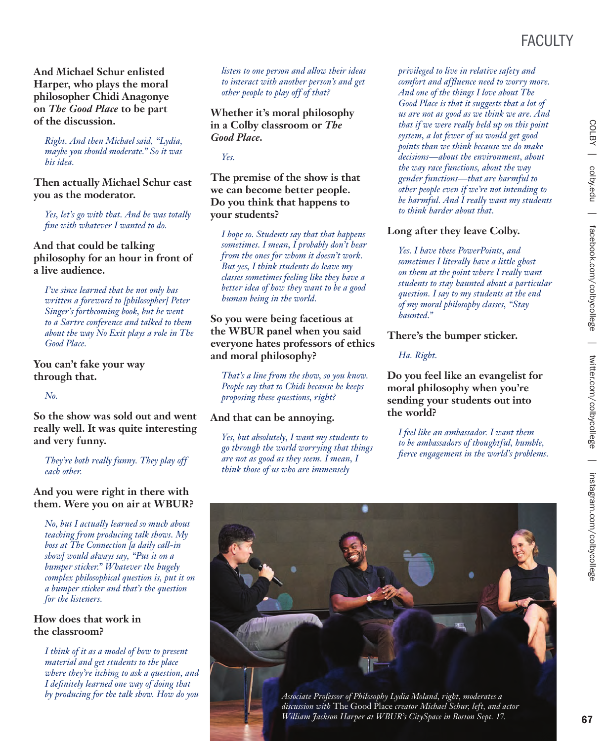**And Michael Schur enlisted Harper, who plays the moral philosopher Chidi Anagonye on *The Good Place* to be part of the discussion.**

*Right. And then Michael said, "Lydia, maybe you should moderate." So it was his idea.*

**Then actually Michael Schur cast you as the moderator.**

*Yes, let's go with that. And he was totally fine with whatever I wanted to do.*

**And that could be talking philosophy for an hour in front of a live audience.**

*I've since learned that he not only has written a foreword to [philosopher] Peter Singer's forthcoming book, but he went to a Sartre conference and talked to them about the way No Exit plays a role in The Good Place.*

**You can't fake your way through that.**

*No.*

**So the show was sold out and went really well. It was quite interesting and very funny.**

*They're both really funny. They play off each other.*

**And you were right in there with them. Were you on air at WBUR?**

*No, but I actually learned so much about teaching from producing talk shows. My boss at The Connection [a daily call-in show] would always say, "Put it on a bumper sticker." Whatever the hugely complex philosophical question is, put it on a bumper sticker and that's the question for the listeners.*

**How does that work in the classroom?**

*I think of it as a model of how to present material and get students to the place where they're itching to ask a question, and I definitely learned one way of doing that by producing for the talk show. How do you listen to one person and allow their ideas to interact with another person's and get other people to play off of that?*

**Whether it's moral philosophy in a Colby classroom or *The Good Place*.**

*Yes.*

**The premise of the show is that we can become better people. Do you think that happens to your students?**

*I hope so. Students say that that happens sometimes. I mean, I probably don't hear from the ones for whom it doesn't work. But yes, I think students do leave my classes sometimes feeling like they have a better idea of how they want to be a good human being in the world.*

**So you were being facetious at the WBUR panel when you said everyone hates professors of ethics and moral philosophy?**

*That's a line from the show, so you know. People say that to Chidi because he keeps proposing these questions, right?*

**And that can be annoying.**

*Yes, but absolutely, I want my students to go through the world worrying that things are not as good as they seem. I mean, I think those of us who are immensely privileged to live in relative safety and comfort and affluence need to worry more. And one of the things I love about The Good Place is that it suggests that a lot of us are not as good as we think we are. And that if we were really held up on this point system, a lot fewer of us would get good points than we think because we do make decisions—about the environment, about the way race functions, about the way gender functions—that are harmful to other people even if we're not intending to be harmful. And I really want my students to think harder about that.*

**Long after they leave Colby.**

*Yes. I have these PowerPoints, and sometimes I literally have a little ghost on them at the point where I really want students to stay haunted about a particular question. I say to my students at the end of my moral philosophy classes, "Stay haunted."*

**There's the bumper sticker.**

*Ha. Right.*

**Do you feel like an evangelist for moral philosophy when you're sending your students out into the world?**

*I feel like an ambassador. I want them to be ambassadors of thoughtful, humble, fierce engagement in the world's problems.*

*Associate Professor of Philosophy Lydia Moland, right, moderates a discussion with* The Good Place *creator Michael Schur, left, and actor William Jackson Harper at WBUR's CitySpace in Boston Sept. 17.*